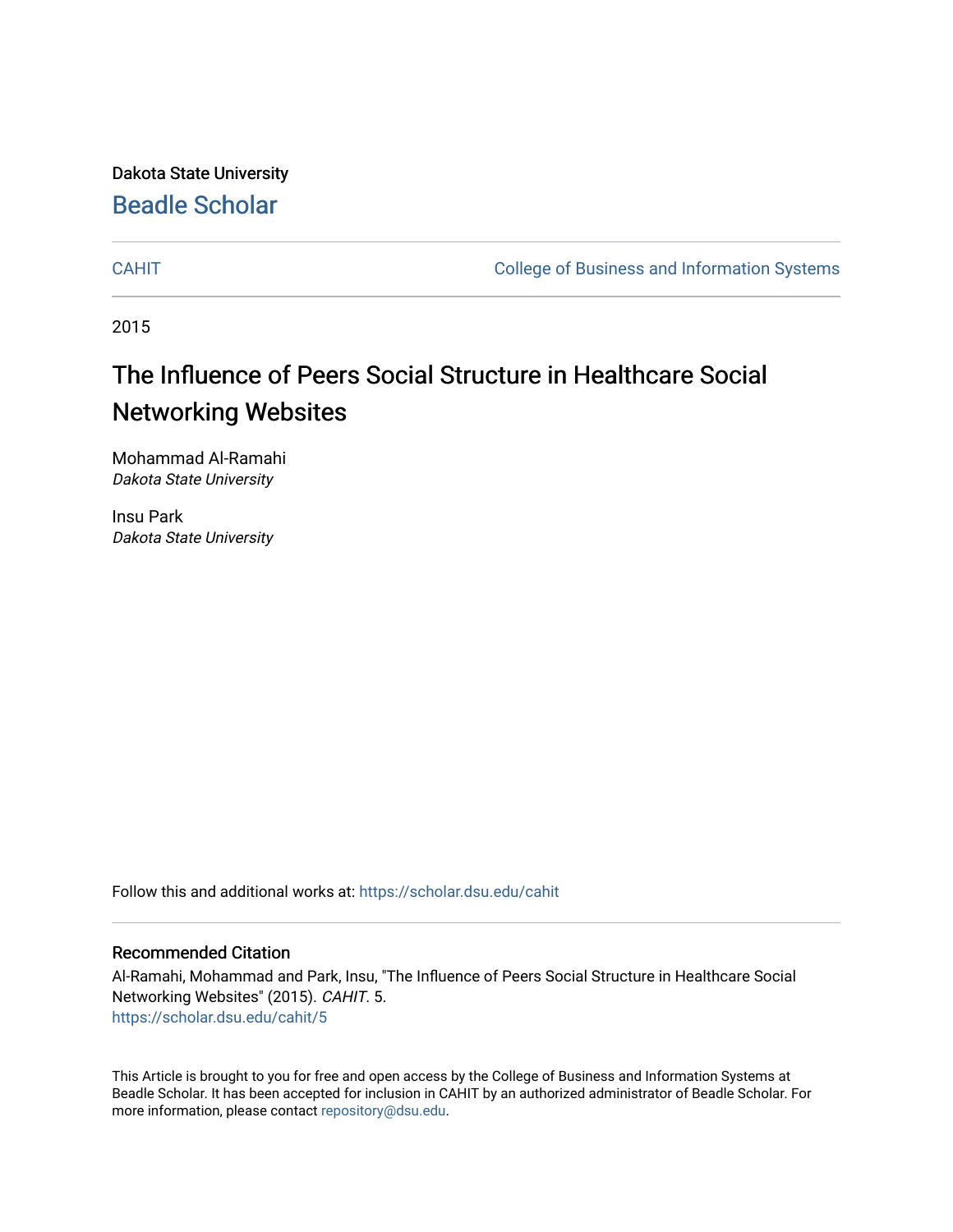Dakota State University

# Beadle Scholar

CAHIT | College of Business and Information Systems

2015

## The Influence of Peers Social Structure in Healthcare Social Networking Websites

Mohammad Al-Ramahi
*Dakota State University*

Insu Park
*Dakota State University*

Follow this and additional works at: https://scholar.dsu.edu/cahit

### Recommended Citation

Al-Ramahi, Mohammad and Park, Insu, "The Influence of Peers Social Structure in Healthcare Social Networking Websites" (2015). *CAHIT*. 5.
https://scholar.dsu.edu/cahit/5

This Article is brought to you for free and open access by the College of Business and Information Systems at Beadle Scholar. It has been accepted for inclusion in CAHIT by an authorized administrator of Beadle Scholar. For more information, please contact repository@dsu.edu.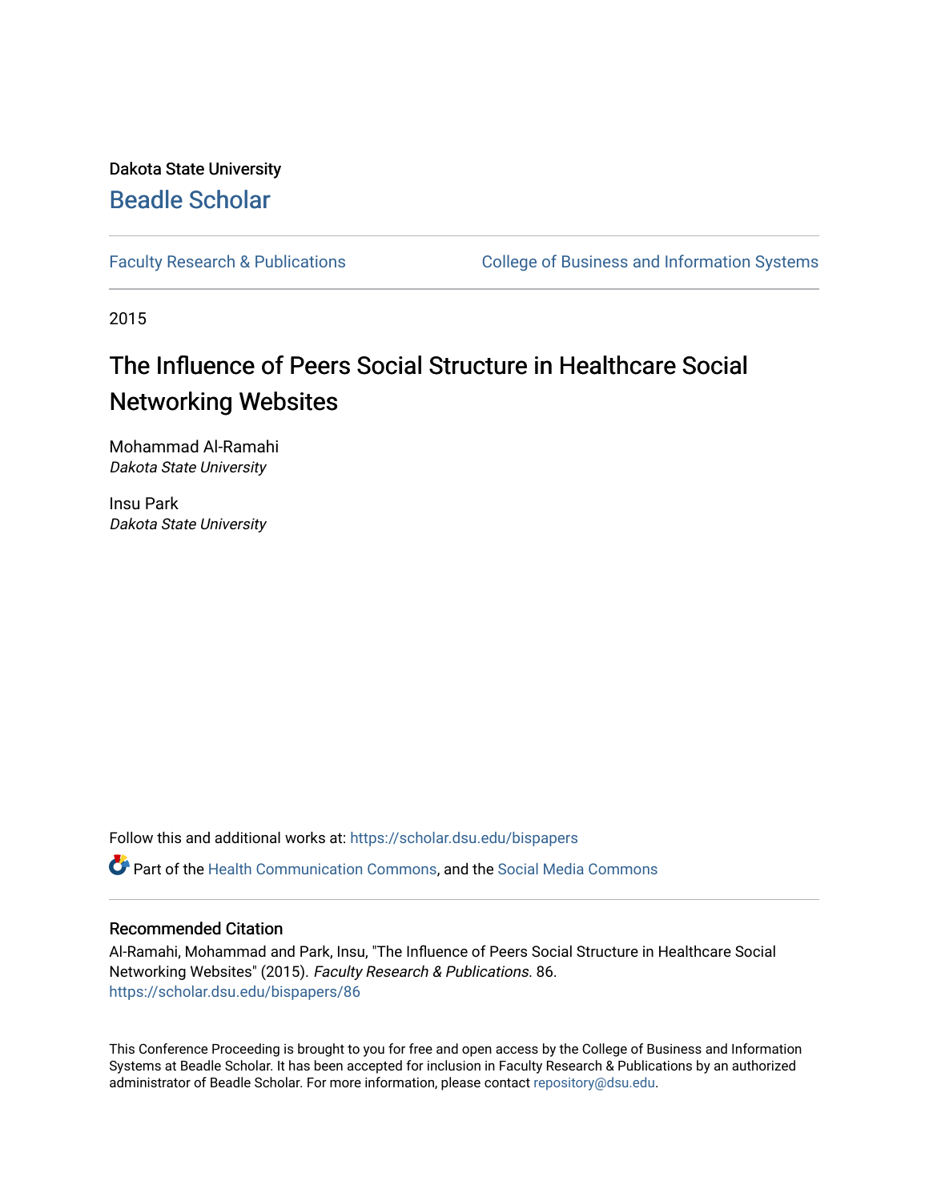Dakota State University

Beadle Scholar

Faculty Research & Publications

College of Business and Information Systems

2015

# The Influence of Peers Social Structure in Healthcare Social Networking Websites

Mohammad Al-Ramahi
*Dakota State University*

Insu Park
*Dakota State University*

Follow this and additional works at: https://scholar.dsu.edu/bispapers

Part of the Health Communication Commons, and the Social Media Commons

## Recommended Citation

Al-Ramahi, Mohammad and Park, Insu, "The Influence of Peers Social Structure in Healthcare Social Networking Websites" (2015). *Faculty Research & Publications*. 86.
https://scholar.dsu.edu/bispapers/86

This Conference Proceeding is brought to you for free and open access by the College of Business and Information Systems at Beadle Scholar. It has been accepted for inclusion in Faculty Research & Publications by an authorized administrator of Beadle Scholar. For more information, please contact repository@dsu.edu.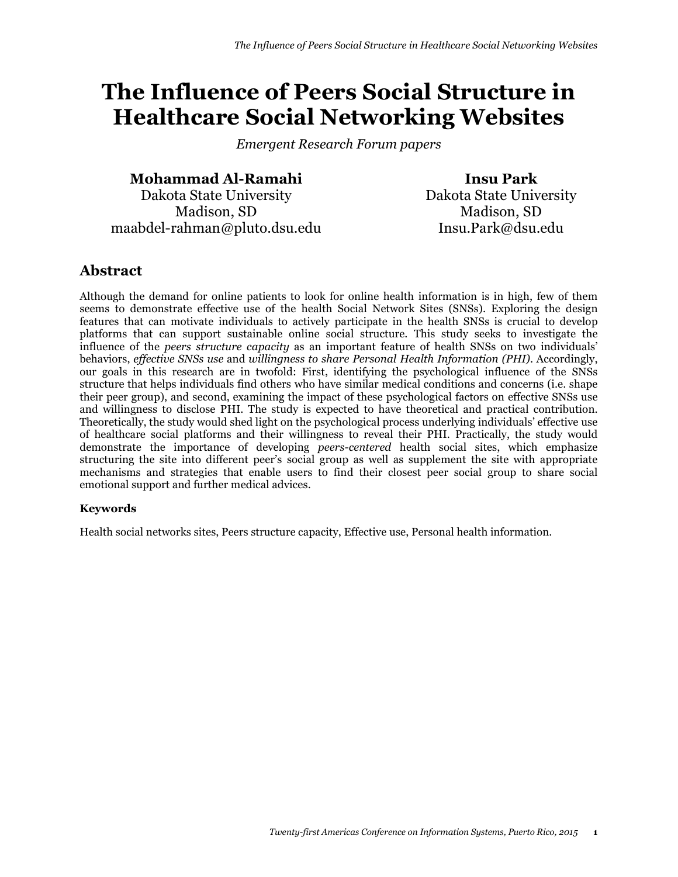# The Influence of Peers Social Structure in Healthcare Social Networking Websites

*Emergent Research Forum papers*

**Mohammad Al-Ramahi**
Dakota State University
Madison, SD
maabdel-rahman@pluto.dsu.edu

**Insu Park**
Dakota State University
Madison, SD
Insu.Park@dsu.edu

## Abstract

Although the demand for online patients to look for online health information is in high, few of them seems to demonstrate effective use of the health Social Network Sites (SNSs). Exploring the design features that can motivate individuals to actively participate in the health SNSs is crucial to develop platforms that can support sustainable online social structure. This study seeks to investigate the influence of the *peers structure capacity* as an important feature of health SNSs on two individuals' behaviors, *effective SNSs use* and *willingness to share Personal Health Information (PHI)*. Accordingly, our goals in this research are in twofold: First, identifying the psychological influence of the SNSs structure that helps individuals find others who have similar medical conditions and concerns (i.e. shape their peer group), and second, examining the impact of these psychological factors on effective SNSs use and willingness to disclose PHI. The study is expected to have theoretical and practical contribution. Theoretically, the study would shed light on the psychological process underlying individuals' effective use of healthcare social platforms and their willingness to reveal their PHI. Practically, the study would demonstrate the importance of developing *peers-centered* health social sites, which emphasize structuring the site into different peer's social group as well as supplement the site with appropriate mechanisms and strategies that enable users to find their closest peer social group to share social emotional support and further medical advices.

#### Keywords

Health social networks sites, Peers structure capacity, Effective use, Personal health information.